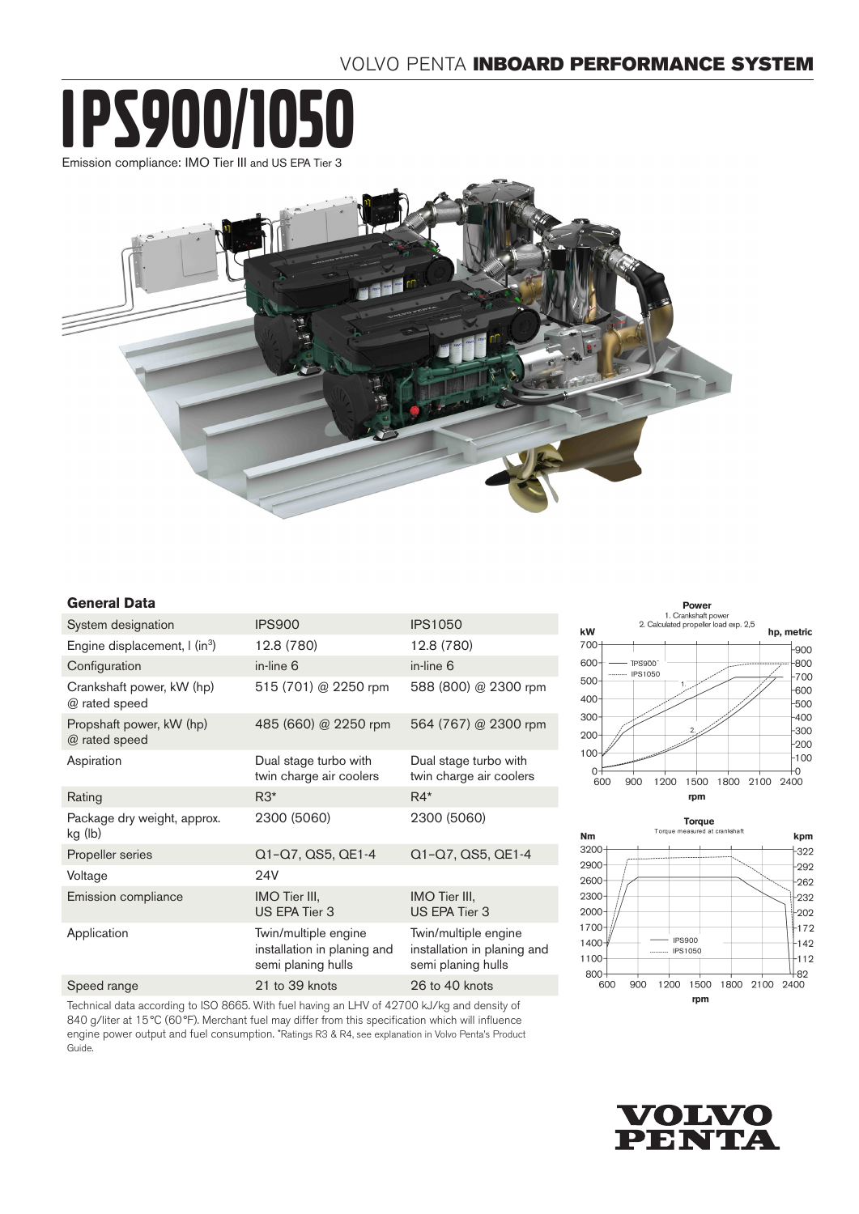VOLVO PENTA **INBOARD PERFORMANCE SYSTEM**

# IPS900/1050

Emission compliance: IMO Tier III and US EPA Tier 3

## General Data

| System designation | IPS900 | IPS1050 |
|---|---|---|
| Engine displacement, l (in³) | 12.8 (780) | 12.8 (780) |
| Configuration | in-line 6 | in-line 6 |
| Crankshaft power, kW (hp) @ rated speed | 515 (701) @ 2250 rpm | 588 (800) @ 2300 rpm |
| Propshaft power, kW (hp) @ rated speed | 485 (660) @ 2250 rpm | 564 (767) @ 2300 rpm |
| Aspiration | Dual stage turbo with twin charge air coolers | Dual stage turbo with twin charge air coolers |
| Rating | R3* | R4* |
| Package dry weight, approx. kg (lb) | 2300 (5060) | 2300 (5060) |
| Propeller series | Q1–Q7, QS5, QE1-4 | Q1–Q7, QS5, QE1-4 |
| Voltage | 24V | |
| Emission compliance | IMO Tier III, US EPA Tier 3 | IMO Tier III, US EPA Tier 3 |
| Application | Twin/multiple engine installation in planing and semi planing hulls | Twin/multiple engine installation in planing and semi planing hulls |
| Speed range | 21 to 39 knots | 26 to 40 knots |

Technical data according to ISO 8665. With fuel having an LHV of 42700 kJ/kg and density of 840 g/liter at 15°C (60°F). Merchant fuel may differ from this specification which will influence engine power output and fuel consumption. *Ratings R3 & R4, see explanation in Volvo Penta's Product Guide.

**Power**

1. Crankshaft power
2. Calculated propeller load exp. 2,5

**Torque**

Torque measured at crankshaft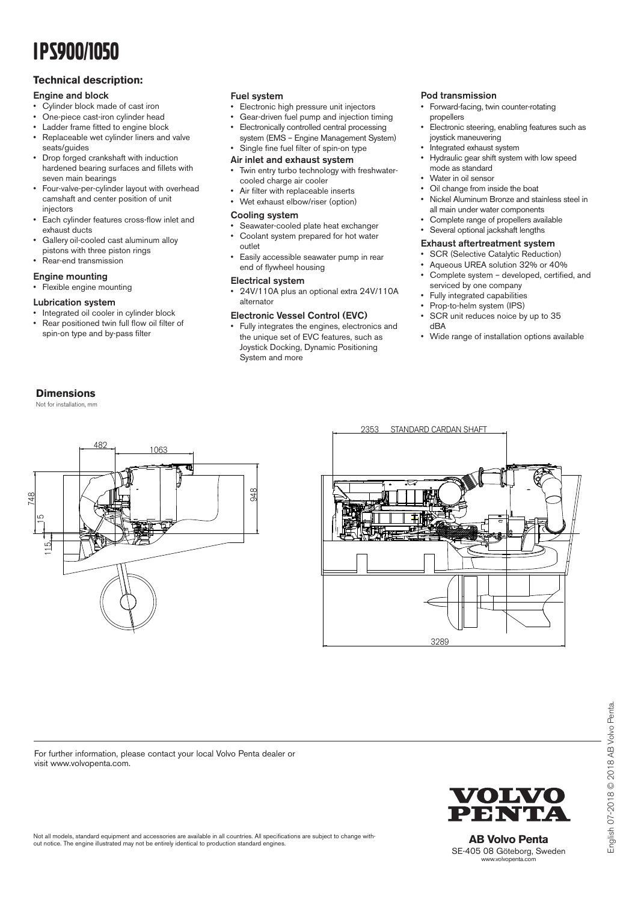// IPS900/1050

## Technical description:

### Engine and block

- Cylinder block made of cast iron
- One-piece cast-iron cylinder head
- Ladder frame fitted to engine block
- Replaceable wet cylinder liners and valve seats/guides
- Drop forged crankshaft with induction hardened bearing surfaces and fillets with seven main bearings
- Four-valve-per-cylinder layout with overhead camshaft and center position of unit injectors
- Each cylinder features cross-flow inlet and exhaust ducts
- Gallery oil-cooled cast aluminum alloy pistons with three piston rings
- Rear-end transmission

### Engine mounting

- Flexible engine mounting

### Lubrication system

- Integrated oil cooler in cylinder block
- Rear positioned twin full flow oil filter of spin-on type and by-pass filter

### Fuel system

- Electronic high pressure unit injectors
- Gear-driven fuel pump and injection timing
- Electronically controlled central processing system (EMS – Engine Management System)
- Single fine fuel filter of spin-on type

### Air inlet and exhaust system

- Twin entry turbo technology with freshwater-cooled charge air cooler
- Air filter with replaceable inserts
- Wet exhaust elbow/riser (option)

### Cooling system

- Seawater-cooled plate heat exchanger
- Coolant system prepared for hot water outlet
- Easily accessible seawater pump in rear end of flywheel housing

### Electrical system

- 24V/110A plus an optional extra 24V/110A alternator

### Electronic Vessel Control (EVC)

- Fully integrates the engines, electronics and the unique set of EVC features, such as Joystick Docking, Dynamic Positioning System and more

### Pod transmission

- Forward-facing, twin counter-rotating propellers
- Electronic steering, enabling features such as joystick maneuvering
- Integrated exhaust system
- Hydraulic gear shift system with low speed mode as standard
- Water in oil sensor
- Oil change from inside the boat
- Nickel Aluminum Bronze and stainless steel in all main under water components
- Complete range of propellers available
- Several optional jackshaft lengths

### Exhaust aftertreatment system

- SCR (Selective Catalytic Reduction)
- Aqueous UREA solution 32% or 40%
- Complete system – developed, certified, and serviced by one company
- Fully integrated capabilities
- Prop-to-helm system (IPS)
- SCR unit reduces noice by up to 35 dBA
- Wide range of installation options available

## Dimensions

Not for installation, mm

482
1063
748
15
115
948

2353 STANDARD CARDAN SHAFT
3289

For further information, please contact your local Volvo Penta dealer or visit www.volvopenta.com.

Not all models, standard equipment and accessories are available in all countries. All specifications are subject to change without notice. The engine illustrated may not be entirely identical to production standard engines.

VOLVO PENTA

**AB Volvo Penta**
SE-405 08 Göteborg, Sweden
www.volvopenta.com

English 07-2018 © 2018 AB Volvo Penta.